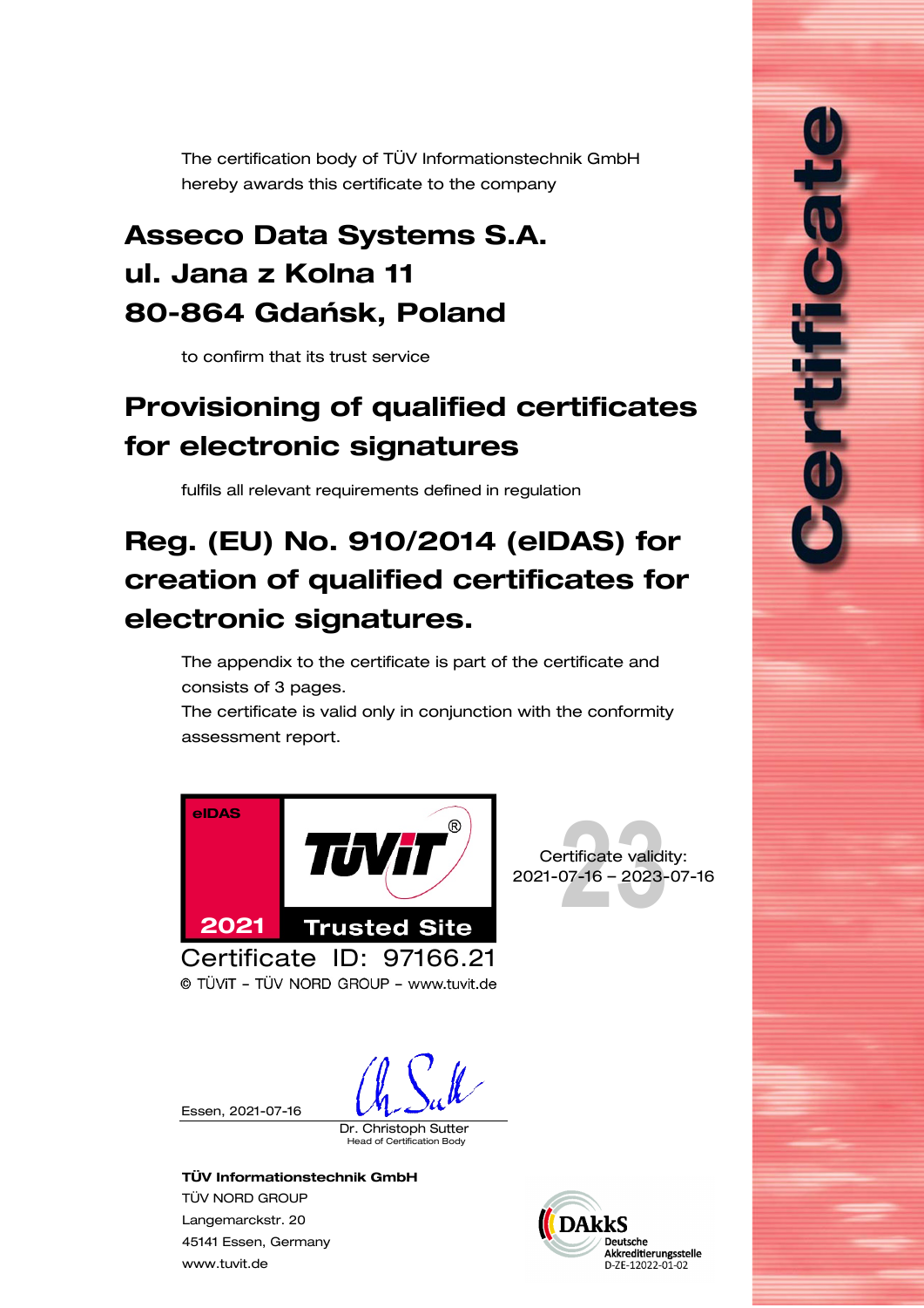# Certificate

The certification body of TÜV Informationstechnik GmbH
hereby awards this certificate to the company

## Asseco Data Systems S.A.
## ul. Jana z Kolna 11
## 80-864 Gdańsk, Poland

to confirm that its trust service

## Provisioning of qualified certificates for electronic signatures

fulfils all relevant requirements defined in regulation

## Reg. (EU) No. 910/2014 (eIDAS) for creation of qualified certificates for electronic signatures.

The appendix to the certificate is part of the certificate and consists of 3 pages.
The certificate is valid only in conjunction with the conformity assessment report.

eIDAS
TÜViT
2021 Trusted Site

Certificate ID: 97166.21
© TÜViT – TÜV NORD GROUP – www.tuvit.de

Certificate validity:
2021-07-16 – 2023-07-16

Essen, 2021-07-16

Dr. Christoph Sutter
Head of Certification Body

**TÜV Informationstechnik GmbH**
TÜV NORD GROUP
Langemarckstr. 20
45141 Essen, Germany
www.tuvit.de

DAkkS
Deutsche Akkreditierungsstelle
D-ZE-12022-01-02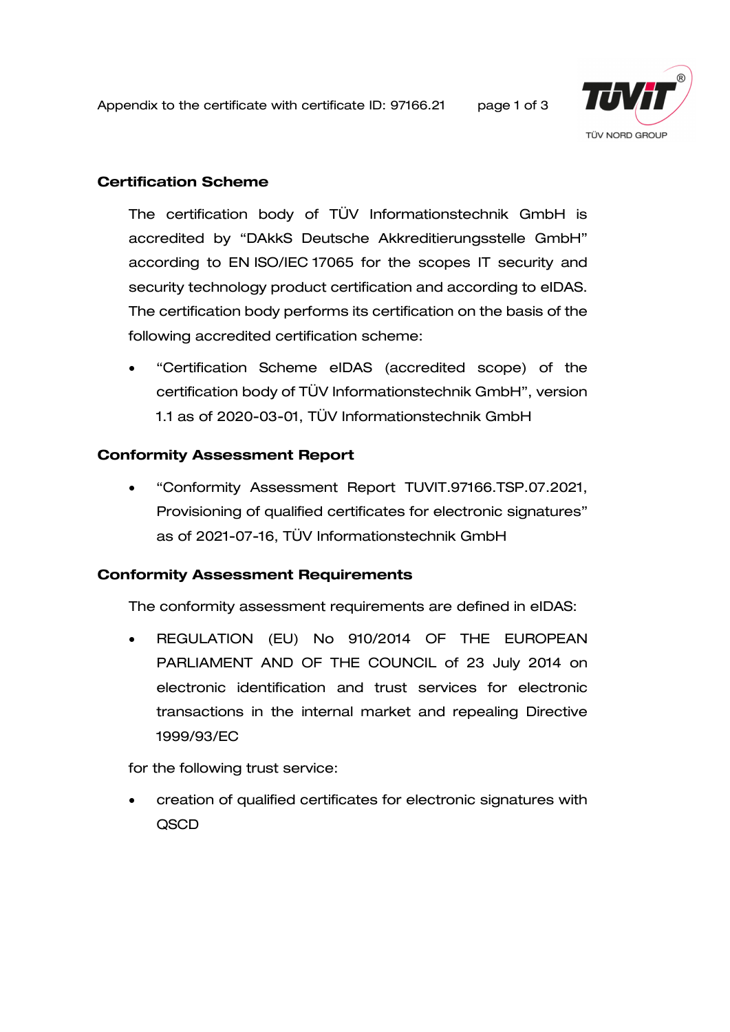## Certification Scheme

The certification body of TÜV Informationstechnik GmbH is accredited by "DAkkS Deutsche Akkreditierungsstelle GmbH" according to EN ISO/IEC 17065 for the scopes IT security and security technology product certification and according to eIDAS. The certification body performs its certification on the basis of the following accredited certification scheme:

- "Certification Scheme eIDAS (accredited scope) of the certification body of TÜV Informationstechnik GmbH", version 1.1 as of 2020-03-01, TÜV Informationstechnik GmbH

## Conformity Assessment Report

- "Conformity Assessment Report TUVIT.97166.TSP.07.2021, Provisioning of qualified certificates for electronic signatures" as of 2021-07-16, TÜV Informationstechnik GmbH

## Conformity Assessment Requirements

The conformity assessment requirements are defined in eIDAS:

- REGULATION (EU) No 910/2014 OF THE EUROPEAN PARLIAMENT AND OF THE COUNCIL of 23 July 2014 on electronic identification and trust services for electronic transactions in the internal market and repealing Directive 1999/93/EC

for the following trust service:

- creation of qualified certificates for electronic signatures with QSCD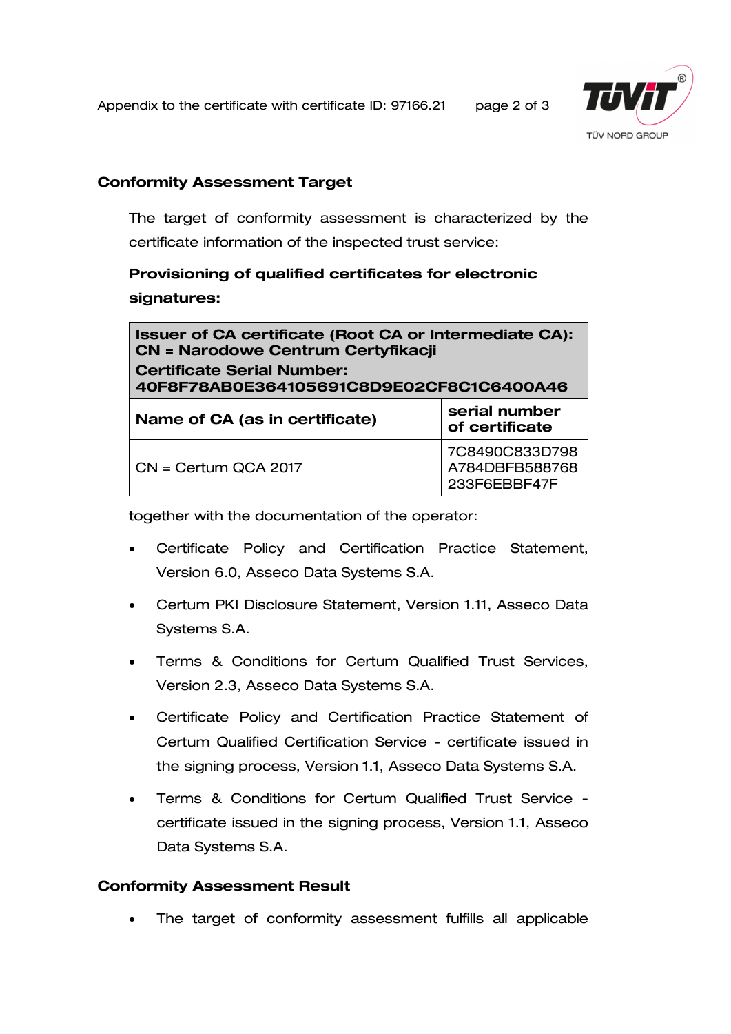## Conformity Assessment Target

The target of conformity assessment is characterized by the certificate information of the inspected trust service:

**Provisioning of qualified certificates for electronic signatures:**

| **Issuer of CA certificate (Root CA or Intermediate CA): CN = Narodowe Centrum Certyfikacji Certificate Serial Number: 40F8F78AB0E364105691C8D9E02CF8C1C6400A46** | |
|---|---|
| **Name of CA (as in certificate)** | **serial number of certificate** |
| CN = Certum QCA 2017 | 7C8490C833D798A784DBFB588768233F6EBBF47F |

together with the documentation of the operator:

- Certificate Policy and Certification Practice Statement, Version 6.0, Asseco Data Systems S.A.
- Certum PKI Disclosure Statement, Version 1.11, Asseco Data Systems S.A.
- Terms & Conditions for Certum Qualified Trust Services, Version 2.3, Asseco Data Systems S.A.
- Certificate Policy and Certification Practice Statement of Certum Qualified Certification Service - certificate issued in the signing process, Version 1.1, Asseco Data Systems S.A.
- Terms & Conditions for Certum Qualified Trust Service - certificate issued in the signing process, Version 1.1, Asseco Data Systems S.A.

## Conformity Assessment Result

- The target of conformity assessment fulfills all applicable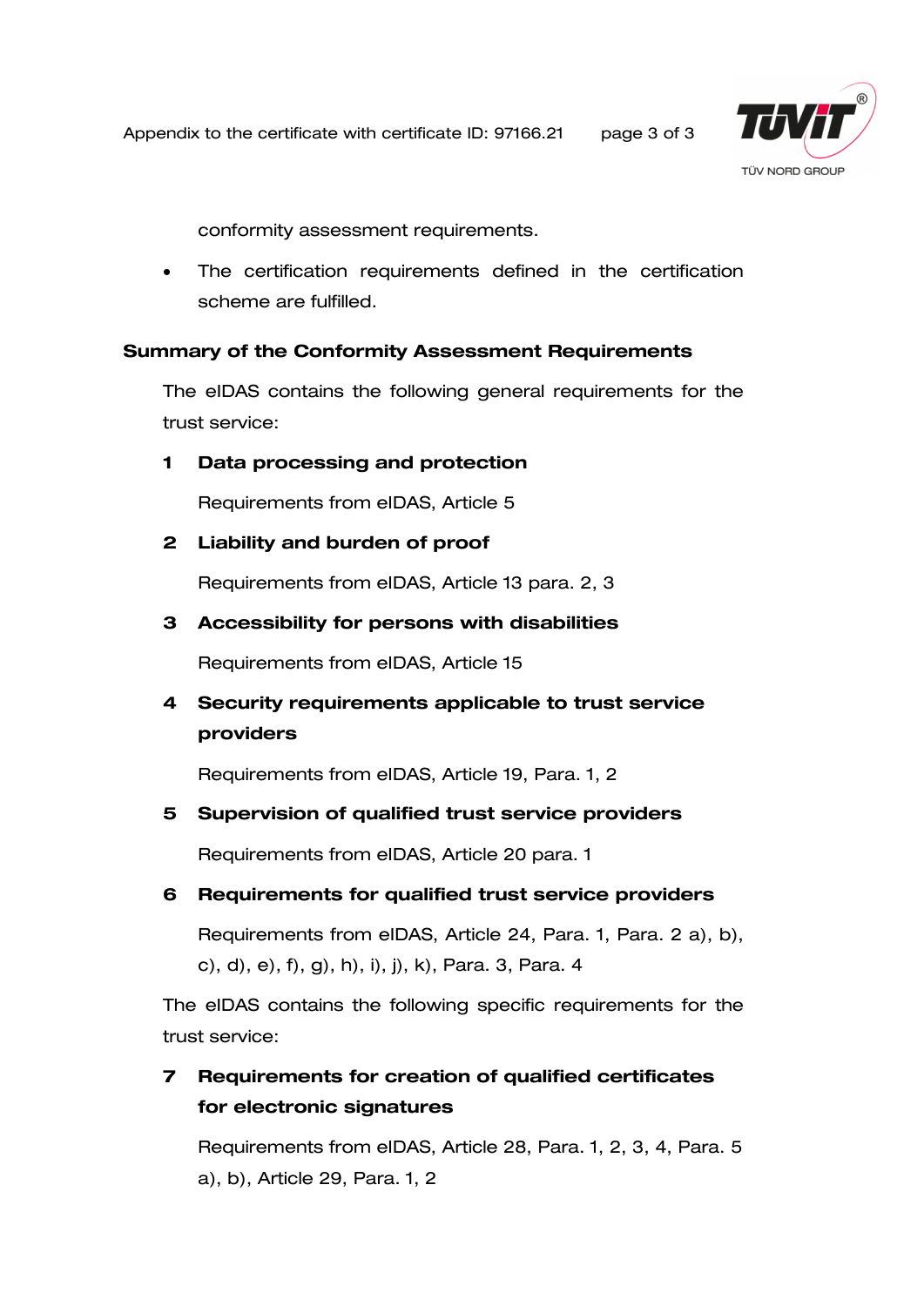conformity assessment requirements.

- The certification requirements defined in the certification scheme are fulfilled.

## Summary of the Conformity Assessment Requirements

The eIDAS contains the following general requirements for the trust service:

**1 Data processing and protection**

Requirements from eIDAS, Article 5

**2 Liability and burden of proof**

Requirements from eIDAS, Article 13 para. 2, 3

**3 Accessibility for persons with disabilities**

Requirements from eIDAS, Article 15

**4 Security requirements applicable to trust service providers**

Requirements from eIDAS, Article 19, Para. 1, 2

**5 Supervision of qualified trust service providers**

Requirements from eIDAS, Article 20 para. 1

**6 Requirements for qualified trust service providers**

Requirements from eIDAS, Article 24, Para. 1, Para. 2 a), b), c), d), e), f), g), h), i), j), k), Para. 3, Para. 4

The eIDAS contains the following specific requirements for the trust service:

**7 Requirements for creation of qualified certificates for electronic signatures**

Requirements from eIDAS, Article 28, Para. 1, 2, 3, 4, Para. 5 a), b), Article 29, Para. 1, 2